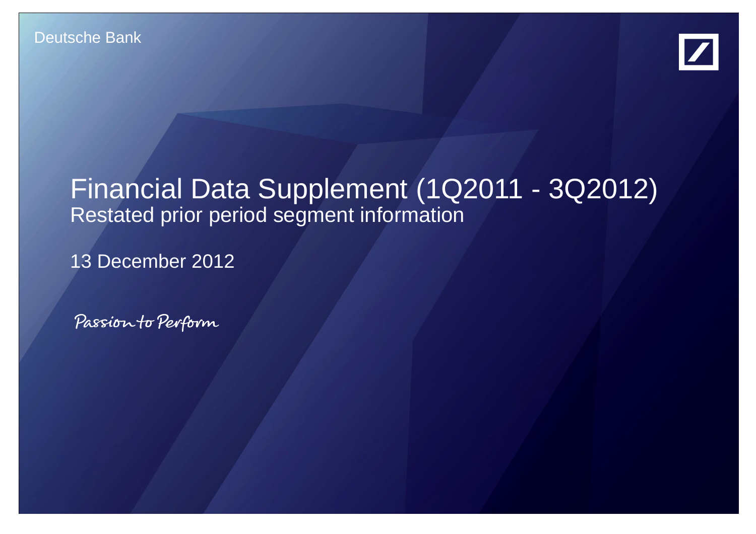Deutsche Bank

# Financial Data Supplement (1Q2011 - 3Q2012)

## Restated prior period segment information

13 December 2012

*Passion to Perform*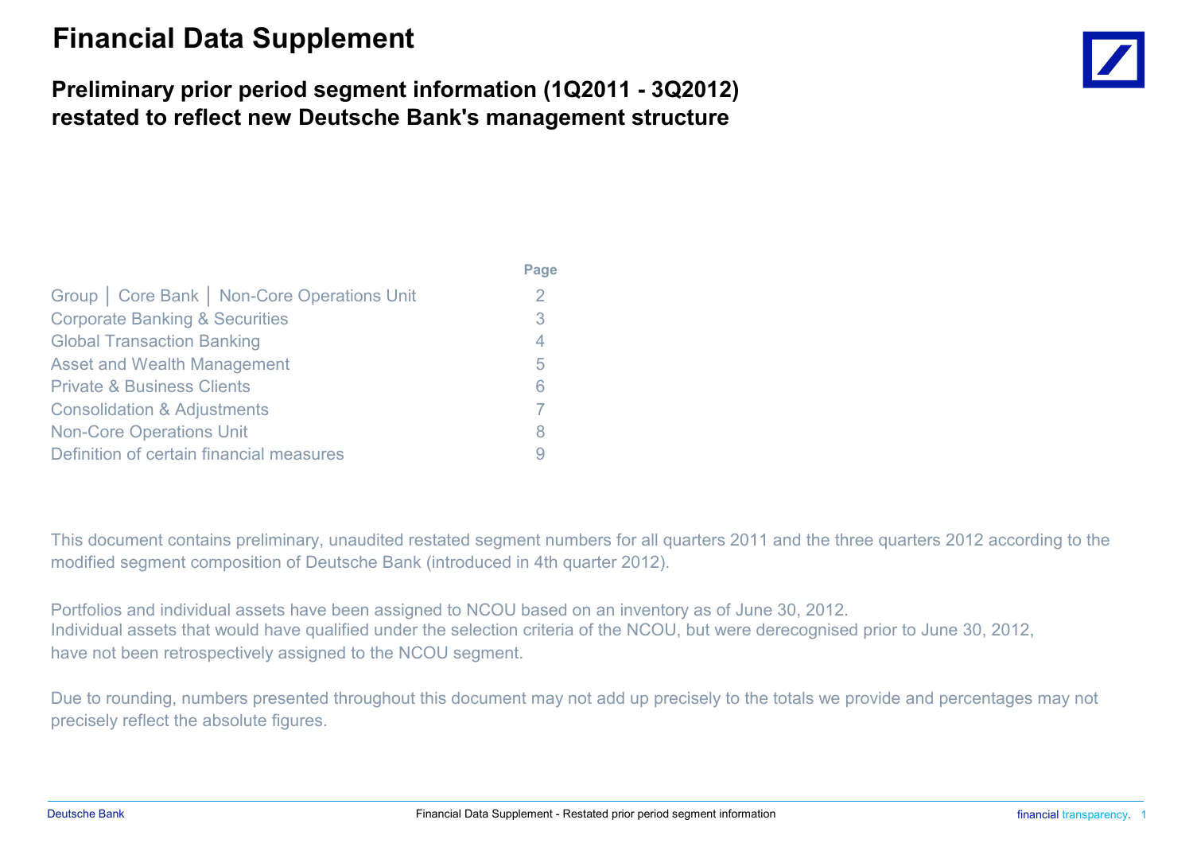# Financial Data Supplement

## Preliminary prior period segment information (1Q2011 - 3Q2012) restated to reflect new Deutsche Bank's management structure

| | Page |
|---|---|
| Group │ Core Bank │ Non-Core Operations Unit | 2 |
| Corporate Banking & Securities | 3 |
| Global Transaction Banking | 4 |
| Asset and Wealth Management | 5 |
| Private & Business Clients | 6 |
| Consolidation & Adjustments | 7 |
| Non-Core Operations Unit | 8 |
| Definition of certain financial measures | 9 |

This document contains preliminary, unaudited restated segment numbers for all quarters 2011 and the three quarters 2012 according to the modified segment composition of Deutsche Bank (introduced in 4th quarter 2012).

Portfolios and individual assets have been assigned to NCOU based on an inventory as of June 30, 2012.
Individual assets that would have qualified under the selection criteria of the NCOU, but were derecognised prior to June 30, 2012, have not been retrospectively assigned to the NCOU segment.

Due to rounding, numbers presented throughout this document may not add up precisely to the totals we provide and percentages may not precisely reflect the absolute figures.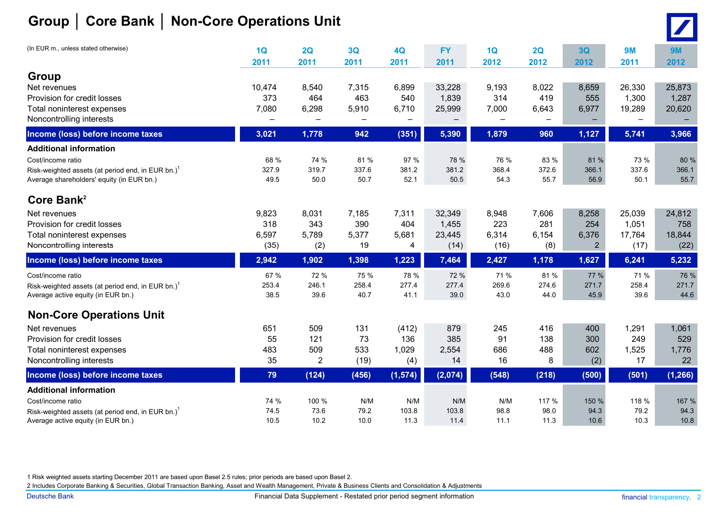# Group | Core Bank | Non-Core Operations Unit

(In EUR m., unless stated otherwise)

| | 1Q 2011 | 2Q 2011 | 3Q 2011 | 4Q 2011 | FY 2011 | 1Q 2012 | 2Q 2012 | 3Q 2012 | 9M 2011 | 9M 2012 |
|---|---|---|---|---|---|---|---|---|---|---|
| **Group** | | | | | | | | | | |
| Net revenues | 10,474 | 8,540 | 7,315 | 6,899 | 33,228 | 9,193 | 8,022 | 8,659 | 26,330 | 25,873 |
| Provision for credit losses | 373 | 464 | 463 | 540 | 1,839 | 314 | 419 | 555 | 1,300 | 1,287 |
| Total noninterest expenses | 7,080 | 6,298 | 5,910 | 6,710 | 25,999 | 7,000 | 6,643 | 6,977 | 19,289 | 20,620 |
| Noncontrolling interests | – | – | – | – | – | – | – | – | – | – |
| **Income (loss) before income taxes** | **3,021** | **1,778** | **942** | **(351)** | **5,390** | **1,879** | **960** | **1,127** | **5,741** | **3,966** |
| **Additional information** | | | | | | | | | | |
| Cost/income ratio | 68 % | 74 % | 81 % | 97 % | 78 % | 76 % | 83 % | 81 % | 73 % | 80 % |
| Risk-weighted assets (at period end, in EUR bn.)[1] | 327.9 | 319.7 | 337.6 | 381.2 | 381.2 | 368.4 | 372.6 | 366.1 | 337.6 | 366.1 |
| Average shareholders' equity (in EUR bn.) | 49.5 | 50.0 | 50.7 | 52.1 | 50.5 | 54.3 | 55.7 | 56.9 | 50.1 | 55.7 |
| **Core Bank**[2] | | | | | | | | | | |
| Net revenues | 9,823 | 8,031 | 7,185 | 7,311 | 32,349 | 8,948 | 7,606 | 8,258 | 25,039 | 24,812 |
| Provision for credit losses | 318 | 343 | 390 | 404 | 1,455 | 223 | 281 | 254 | 1,051 | 758 |
| Total noninterest expenses | 6,597 | 5,789 | 5,377 | 5,681 | 23,445 | 6,314 | 6,154 | 6,376 | 17,764 | 18,844 |
| Noncontrolling interests | (35) | (2) | 19 | 4 | (14) | (16) | (8) | 2 | (17) | (22) |
| **Income (loss) before income taxes** | **2,942** | **1,902** | **1,398** | **1,223** | **7,464** | **2,427** | **1,178** | **1,627** | **6,241** | **5,232** |
| Cost/income ratio | 67 % | 72 % | 75 % | 78 % | 72 % | 71 % | 81 % | 77 % | 71 % | 76 % |
| Risk-weighted assets (at period end, in EUR bn.)[1] | 253.4 | 246.1 | 258.4 | 277.4 | 277.4 | 269.6 | 274.6 | 271.7 | 258.4 | 271.7 |
| Average active equity (in EUR bn.) | 38.5 | 39.6 | 40.7 | 41.1 | 39.0 | 43.0 | 44.0 | 45.9 | 39.6 | 44.6 |
| **Non-Core Operations Unit** | | | | | | | | | | |
| Net revenues | 651 | 509 | 131 | (412) | 879 | 245 | 416 | 400 | 1,291 | 1,061 |
| Provision for credit losses | 55 | 121 | 73 | 136 | 385 | 91 | 138 | 300 | 249 | 529 |
| Total noninterest expenses | 483 | 509 | 533 | 1,029 | 2,554 | 686 | 488 | 602 | 1,525 | 1,776 |
| Noncontrolling interests | 35 | 2 | (19) | (4) | 14 | 16 | 8 | (2) | 17 | 22 |
| **Income (loss) before income taxes** | **79** | **(124)** | **(456)** | **(1,574)** | **(2,074)** | **(548)** | **(218)** | **(500)** | **(501)** | **(1,266)** |
| **Additional information** | | | | | | | | | | |
| Cost/income ratio | 74 % | 100 % | N/M | N/M | N/M | N/M | 117 % | 150 % | 118 % | 167 % |
| Risk-weighted assets (at period end, in EUR bn.)[1] | 74.5 | 73.6 | 79.2 | 103.8 | 103.8 | 98.8 | 98.0 | 94.3 | 79.2 | 94.3 |
| Average active equity (in EUR bn.) | 10.5 | 10.2 | 10.0 | 11.3 | 11.4 | 11.1 | 11.3 | 10.6 | 10.3 | 10.8 |

1 Risk weighted assets starting December 2011 are based upon Basel 2.5 rules; prior periods are based upon Basel 2.

2 Includes Corporate Banking & Securities, Global Transaction Banking, Asset and Wealth Management, Private & Business Clients and Consolidation & Adjustments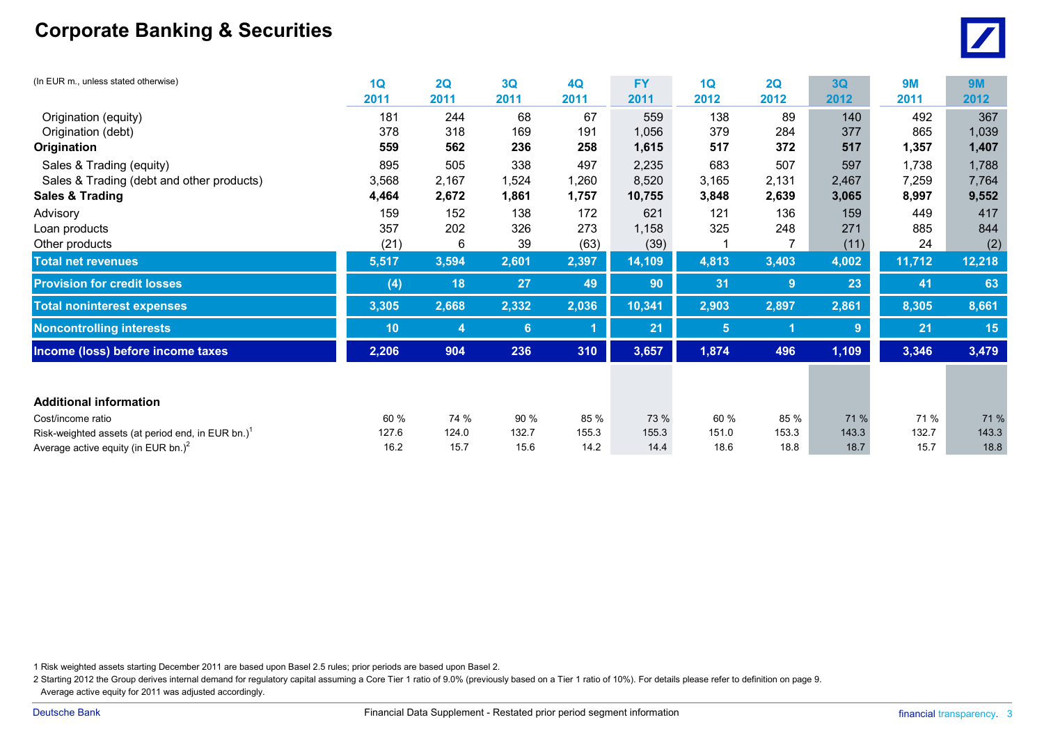# Corporate Banking & Securities

| (In EUR m., unless stated otherwise) | 1Q 2011 | 2Q 2011 | 3Q 2011 | 4Q 2011 | FY 2011 | 1Q 2012 | 2Q 2012 | 3Q 2012 | 9M 2011 | 9M 2012 |
|---|---|---|---|---|---|---|---|---|---|---|
| Origination (equity) | 181 | 244 | 68 | 67 | 559 | 138 | 89 | 140 | 492 | 367 |
| Origination (debt) | 378 | 318 | 169 | 191 | 1,056 | 379 | 284 | 377 | 865 | 1,039 |
| **Origination** | **559** | **562** | **236** | **258** | **1,615** | **517** | **372** | **517** | **1,357** | **1,407** |
| Sales & Trading (equity) | 895 | 505 | 338 | 497 | 2,235 | 683 | 507 | 597 | 1,738 | 1,788 |
| Sales & Trading (debt and other products) | 3,568 | 2,167 | 1,524 | 1,260 | 8,520 | 3,165 | 2,131 | 2,467 | 7,259 | 7,764 |
| **Sales & Trading** | **4,464** | **2,672** | **1,861** | **1,757** | **10,755** | **3,848** | **2,639** | **3,065** | **8,997** | **9,552** |
| Advisory | 159 | 152 | 138 | 172 | 621 | 121 | 136 | 159 | 449 | 417 |
| Loan products | 357 | 202 | 326 | 273 | 1,158 | 325 | 248 | 271 | 885 | 844 |
| Other products | (21) | 6 | 39 | (63) | (39) | 1 | 7 | (11) | 24 | (2) |
| **Total net revenues** | **5,517** | **3,594** | **2,601** | **2,397** | **14,109** | **4,813** | **3,403** | **4,002** | **11,712** | **12,218** |
| **Provision for credit losses** | **(4)** | **18** | **27** | **49** | **90** | **31** | **9** | **23** | **41** | **63** |
| **Total noninterest expenses** | **3,305** | **2,668** | **2,332** | **2,036** | **10,341** | **2,903** | **2,897** | **2,861** | **8,305** | **8,661** |
| **Noncontrolling interests** | **10** | **4** | **6** | **1** | **21** | **5** | **1** | **9** | **21** | **15** |
| **Income (loss) before income taxes** | **2,206** | **904** | **236** | **310** | **3,657** | **1,874** | **496** | **1,109** | **3,346** | **3,479** |
| **Additional information** | | | | | | | | | | |
| Cost/income ratio | 60 % | 74 % | 90 % | 85 % | 73 % | 60 % | 85 % | 71 % | 71 % | 71 % |
| Risk-weighted assets (at period end, in EUR bn.)[1] | 127.6 | 124.0 | 132.7 | 155.3 | 155.3 | 151.0 | 153.3 | 143.3 | 132.7 | 143.3 |
| Average active equity (in EUR bn.)[2] | 16.2 | 15.7 | 15.6 | 14.2 | 14.4 | 18.6 | 18.8 | 18.7 | 15.7 | 18.8 |

1 Risk weighted assets starting December 2011 are based upon Basel 2.5 rules; prior periods are based upon Basel 2.

2 Starting 2012 the Group derives internal demand for regulatory capital assuming a Core Tier 1 ratio of 9.0% (previously based on a Tier 1 ratio of 10%). For details please refer to definition on page 9. Average active equity for 2011 was adjusted accordingly.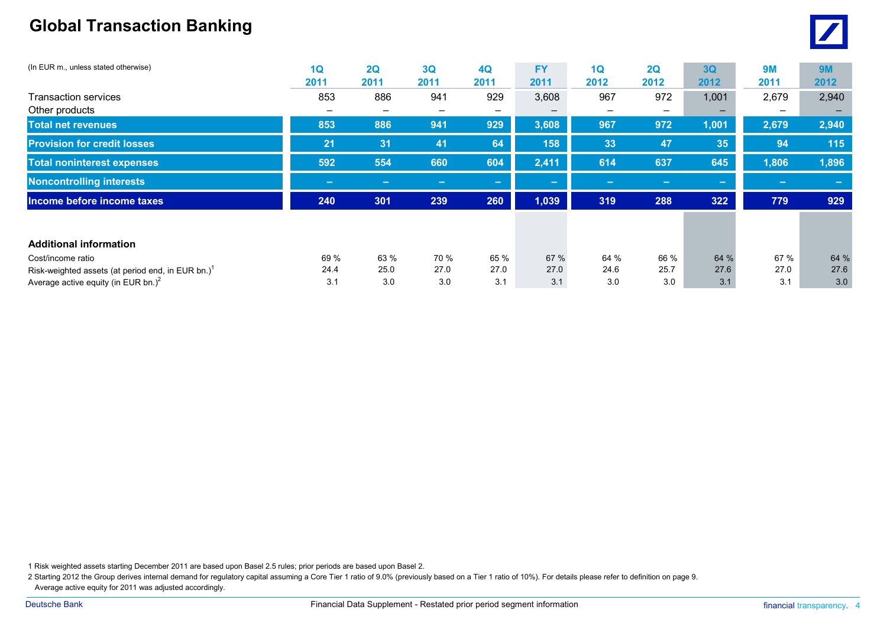# Global Transaction Banking

| (In EUR m., unless stated otherwise) | 1Q 2011 | 2Q 2011 | 3Q 2011 | 4Q 2011 | FY 2011 | 1Q 2012 | 2Q 2012 | 3Q 2012 | 9M 2011 | 9M 2012 |
|---|---|---|---|---|---|---|---|---|---|---|
| Transaction services | 853 | 886 | 941 | 929 | 3,608 | 967 | 972 | 1,001 | 2,679 | 2,940 |
| Other products | – | – | – | – | – | – | – | – | – | – |
| **Total net revenues** | **853** | **886** | **941** | **929** | **3,608** | **967** | **972** | **1,001** | **2,679** | **2,940** |
| **Provision for credit losses** | **21** | **31** | **41** | **64** | **158** | **33** | **47** | **35** | **94** | **115** |
| **Total noninterest expenses** | **592** | **554** | **660** | **604** | **2,411** | **614** | **637** | **645** | **1,806** | **1,896** |
| **Noncontrolling interests** | **–** | **–** | **–** | **–** | **–** | **–** | **–** | **–** | **–** | **–** |
| **Income before income taxes** | **240** | **301** | **239** | **260** | **1,039** | **319** | **288** | **322** | **779** | **929** |
| | | | | | | | | | | |
| **Additional information** | | | | | | | | | | |
| Cost/income ratio | 69 % | 63 % | 70 % | 65 % | 67 % | 64 % | 66 % | 64 % | 67 % | 64 % |
| Risk-weighted assets (at period end, in EUR bn.)[1] | 24.4 | 25.0 | 27.0 | 27.0 | 27.0 | 24.6 | 25.7 | 27.6 | 27.0 | 27.6 |
| Average active equity (in EUR bn.)[2] | 3.1 | 3.0 | 3.0 | 3.1 | 3.1 | 3.0 | 3.0 | 3.1 | 3.1 | 3.0 |

1 Risk weighted assets starting December 2011 are based upon Basel 2.5 rules; prior periods are based upon Basel 2.

2 Starting 2012 the Group derives internal demand for regulatory capital assuming a Core Tier 1 ratio of 9.0% (previously based on a Tier 1 ratio of 10%). For details please refer to definition on page 9. Average active equity for 2011 was adjusted accordingly.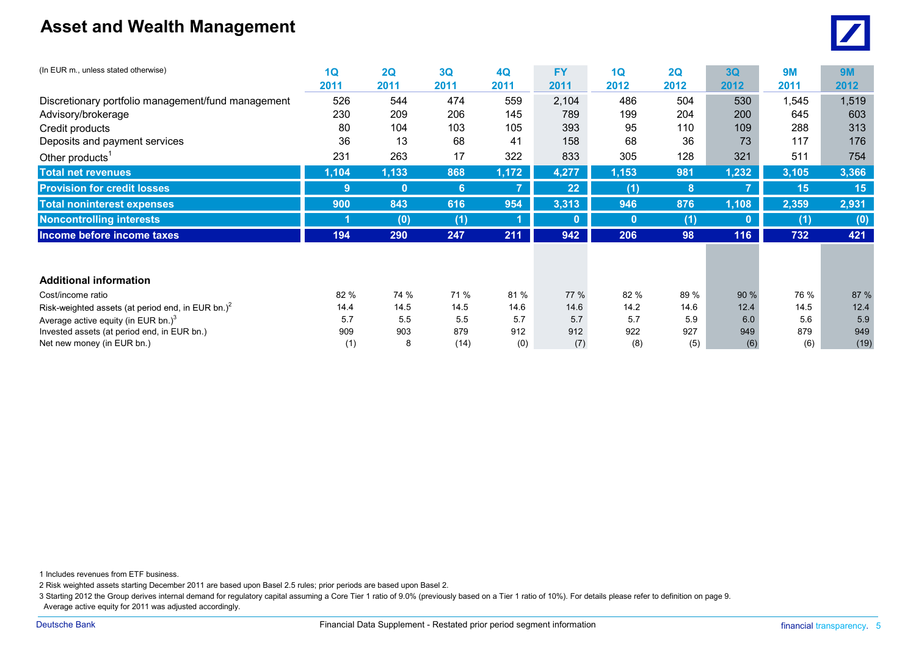# Asset and Wealth Management

| (In EUR m., unless stated otherwise) | 1Q 2011 | 2Q 2011 | 3Q 2011 | 4Q 2011 | FY 2011 | 1Q 2012 | 2Q 2012 | 3Q 2012 | 9M 2011 | 9M 2012 |
|---|---|---|---|---|---|---|---|---|---|---|
| Discretionary portfolio management/fund management | 526 | 544 | 474 | 559 | 2,104 | 486 | 504 | 530 | 1,545 | 1,519 |
| Advisory/brokerage | 230 | 209 | 206 | 145 | 789 | 199 | 204 | 200 | 645 | 603 |
| Credit products | 80 | 104 | 103 | 105 | 393 | 95 | 110 | 109 | 288 | 313 |
| Deposits and payment services | 36 | 13 | 68 | 41 | 158 | 68 | 36 | 73 | 117 | 176 |
| Other products[1] | 231 | 263 | 17 | 322 | 833 | 305 | 128 | 321 | 511 | 754 |
| **Total net revenues** | **1,104** | **1,133** | **868** | **1,172** | **4,277** | **1,153** | **981** | **1,232** | **3,105** | **3,366** |
| **Provision for credit losses** | **9** | **0** | **6** | **7** | **22** | **(1)** | **8** | **7** | **15** | **15** |
| **Total noninterest expenses** | **900** | **843** | **616** | **954** | **3,313** | **946** | **876** | **1,108** | **2,359** | **2,931** |
| **Noncontrolling interests** | **1** | **(0)** | **(1)** | **1** | **0** | **0** | **(1)** | **0** | **(1)** | **(0)** |
| **Income before income taxes** | **194** | **290** | **247** | **211** | **942** | **206** | **98** | **116** | **732** | **421** |
| | | | | | | | | | | |
| **Additional information** | | | | | | | | | | |
| Cost/income ratio | 82 % | 74 % | 71 % | 81 % | 77 % | 82 % | 89 % | 90 % | 76 % | 87 % |
| Risk-weighted assets (at period end, in EUR bn.)[2] | 14.4 | 14.5 | 14.5 | 14.6 | 14.6 | 14.2 | 14.6 | 12.4 | 14.5 | 12.4 |
| Average active equity (in EUR bn.)[3] | 5.7 | 5.5 | 5.5 | 5.7 | 5.7 | 5.7 | 5.9 | 6.0 | 5.6 | 5.9 |
| Invested assets (at period end, in EUR bn.) | 909 | 903 | 879 | 912 | 912 | 922 | 927 | 949 | 879 | 949 |
| Net new money (in EUR bn.) | (1) | 8 | (14) | (0) | (7) | (8) | (5) | (6) | (6) | (19) |

1 Includes revenues from ETF business.

2 Risk weighted assets starting December 2011 are based upon Basel 2.5 rules; prior periods are based upon Basel 2.

3 Starting 2012 the Group derives internal demand for regulatory capital assuming a Core Tier 1 ratio of 9.0% (previously based on a Tier 1 ratio of 10%). For details please refer to definition on page 9. Average active equity for 2011 was adjusted accordingly.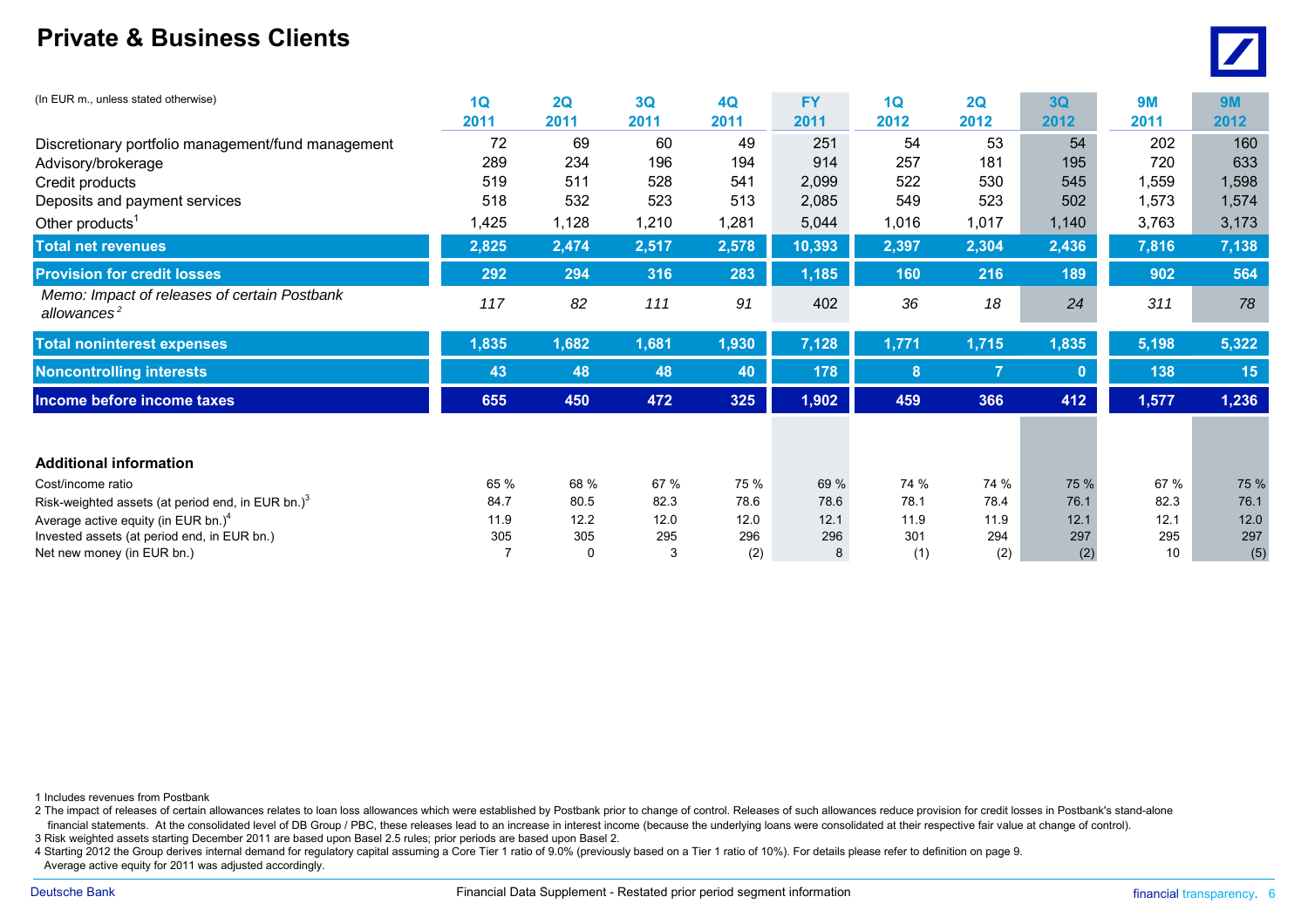# Private & Business Clients

| (In EUR m., unless stated otherwise) | 1Q 2011 | 2Q 2011 | 3Q 2011 | 4Q 2011 | FY 2011 | 1Q 2012 | 2Q 2012 | 3Q 2012 | 9M 2011 | 9M 2012 |
|---|---|---|---|---|---|---|---|---|---|---|
| Discretionary portfolio management/fund management | 72 | 69 | 60 | 49 | 251 | 54 | 53 | 54 | 202 | 160 |
| Advisory/brokerage | 289 | 234 | 196 | 194 | 914 | 257 | 181 | 195 | 720 | 633 |
| Credit products | 519 | 511 | 528 | 541 | 2,099 | 522 | 530 | 545 | 1,559 | 1,598 |
| Deposits and payment services | 518 | 532 | 523 | 513 | 2,085 | 549 | 523 | 502 | 1,573 | 1,574 |
| Other products[1] | 1,425 | 1,128 | 1,210 | 1,281 | 5,044 | 1,016 | 1,017 | 1,140 | 3,763 | 3,173 |
| **Total net revenues** | **2,825** | **2,474** | **2,517** | **2,578** | **10,393** | **2,397** | **2,304** | **2,436** | **7,816** | **7,138** |
| **Provision for credit losses** | **292** | **294** | **316** | **283** | **1,185** | **160** | **216** | **189** | **902** | **564** |
| *Memo: Impact of releases of certain Postbank allowances*[2] | *117* | *82* | *111* | *91* | 402 | *36* | *18* | *24* | *311* | *78* |
| **Total noninterest expenses** | **1,835** | **1,682** | **1,681** | **1,930** | **7,128** | **1,771** | **1,715** | **1,835** | **5,198** | **5,322** |
| **Noncontrolling interests** | **43** | **48** | **48** | **40** | **178** | **8** | **7** | **0** | **138** | **15** |
| **Income before income taxes** | **655** | **450** | **472** | **325** | **1,902** | **459** | **366** | **412** | **1,577** | **1,236** |
| | | | | | | | | | | |
| **Additional information** | | | | | | | | | | |
| Cost/income ratio | 65 % | 68 % | 67 % | 75 % | 69 % | 74 % | 74 % | 75 % | 67 % | 75 % |
| Risk-weighted assets (at period end, in EUR bn.)[3] | 84.7 | 80.5 | 82.3 | 78.6 | 78.6 | 78.1 | 78.4 | 76.1 | 82.3 | 76.1 |
| Average active equity (in EUR bn.)[4] | 11.9 | 12.2 | 12.0 | 12.0 | 12.1 | 11.9 | 11.9 | 12.1 | 12.1 | 12.0 |
| Invested assets (at period end, in EUR bn.) | 305 | 305 | 295 | 296 | 296 | 301 | 294 | 297 | 295 | 297 |
| Net new money (in EUR bn.) | 7 | 0 | 3 | (2) | 8 | (1) | (2) | (2) | 10 | (5) |

1 Includes revenues from Postbank

2 The impact of releases of certain allowances relates to loan loss allowances which were established by Postbank prior to change of control. Releases of such allowances reduce provision for credit losses in Postbank's stand-alone financial statements. At the consolidated level of DB Group / PBC, these releases lead to an increase in interest income (because the underlying loans were consolidated at their respective fair value at change of control).

3 Risk weighted assets starting December 2011 are based upon Basel 2.5 rules; prior periods are based upon Basel 2.

4 Starting 2012 the Group derives internal demand for regulatory capital assuming a Core Tier 1 ratio of 9.0% (previously based on a Tier 1 ratio of 10%). For details please refer to definition on page 9. Average active equity for 2011 was adjusted accordingly.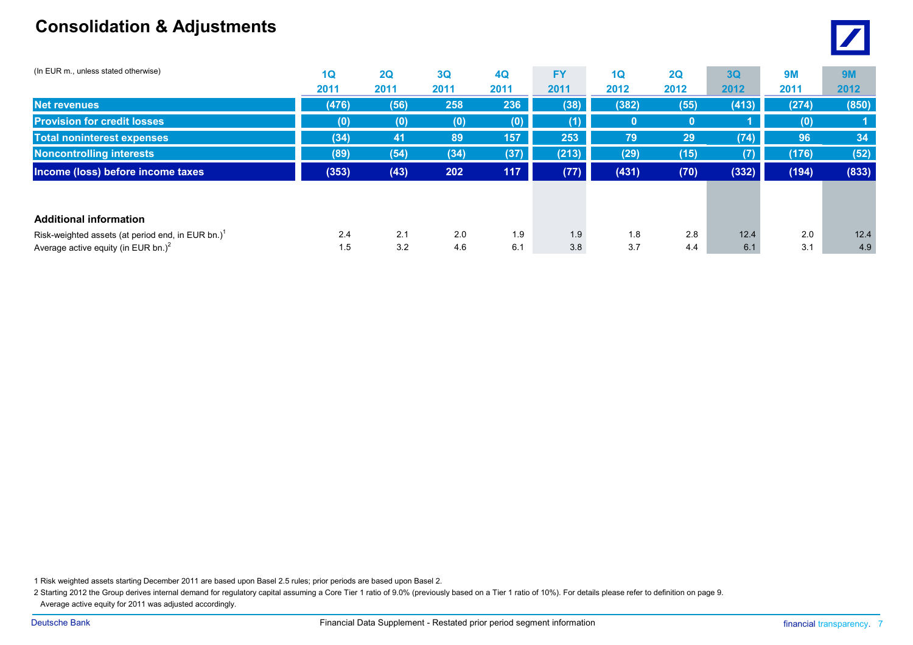# Consolidation & Adjustments

| (In EUR m., unless stated otherwise) | 1Q 2011 | 2Q 2011 | 3Q 2011 | 4Q 2011 | FY 2011 | 1Q 2012 | 2Q 2012 | 3Q 2012 | 9M 2011 | 9M 2012 |
|---|---|---|---|---|---|---|---|---|---|---|
| **Net revenues** | (476) | (56) | 258 | 236 | (38) | (382) | (55) | (413) | (274) | (850) |
| **Provision for credit losses** | (0) | (0) | (0) | (0) | (1) | 0 | 0 | 1 | (0) | 1 |
| **Total noninterest expenses** | (34) | 41 | 89 | 157 | 253 | 79 | 29 | (74) | 96 | 34 |
| **Noncontrolling interests** | (89) | (54) | (34) | (37) | (213) | (29) | (15) | (7) | (176) | (52) |
| **Income (loss) before income taxes** | (353) | (43) | 202 | 117 | (77) | (431) | (70) | (332) | (194) | (833) |
| | | | | | | | | | | |
| **Additional information** | | | | | | | | | | |
| Risk-weighted assets (at period end, in EUR bn.)[1] | 2.4 | 2.1 | 2.0 | 1.9 | 1.9 | 1.8 | 2.8 | 12.4 | 2.0 | 12.4 |
| Average active equity (in EUR bn.)[2] | 1.5 | 3.2 | 4.6 | 6.1 | 3.8 | 3.7 | 4.4 | 6.1 | 3.1 | 4.9 |

1 Risk weighted assets starting December 2011 are based upon Basel 2.5 rules; prior periods are based upon Basel 2.

2 Starting 2012 the Group derives internal demand for regulatory capital assuming a Core Tier 1 ratio of 9.0% (previously based on a Tier 1 ratio of 10%). For details please refer to definition on page 9. Average active equity for 2011 was adjusted accordingly.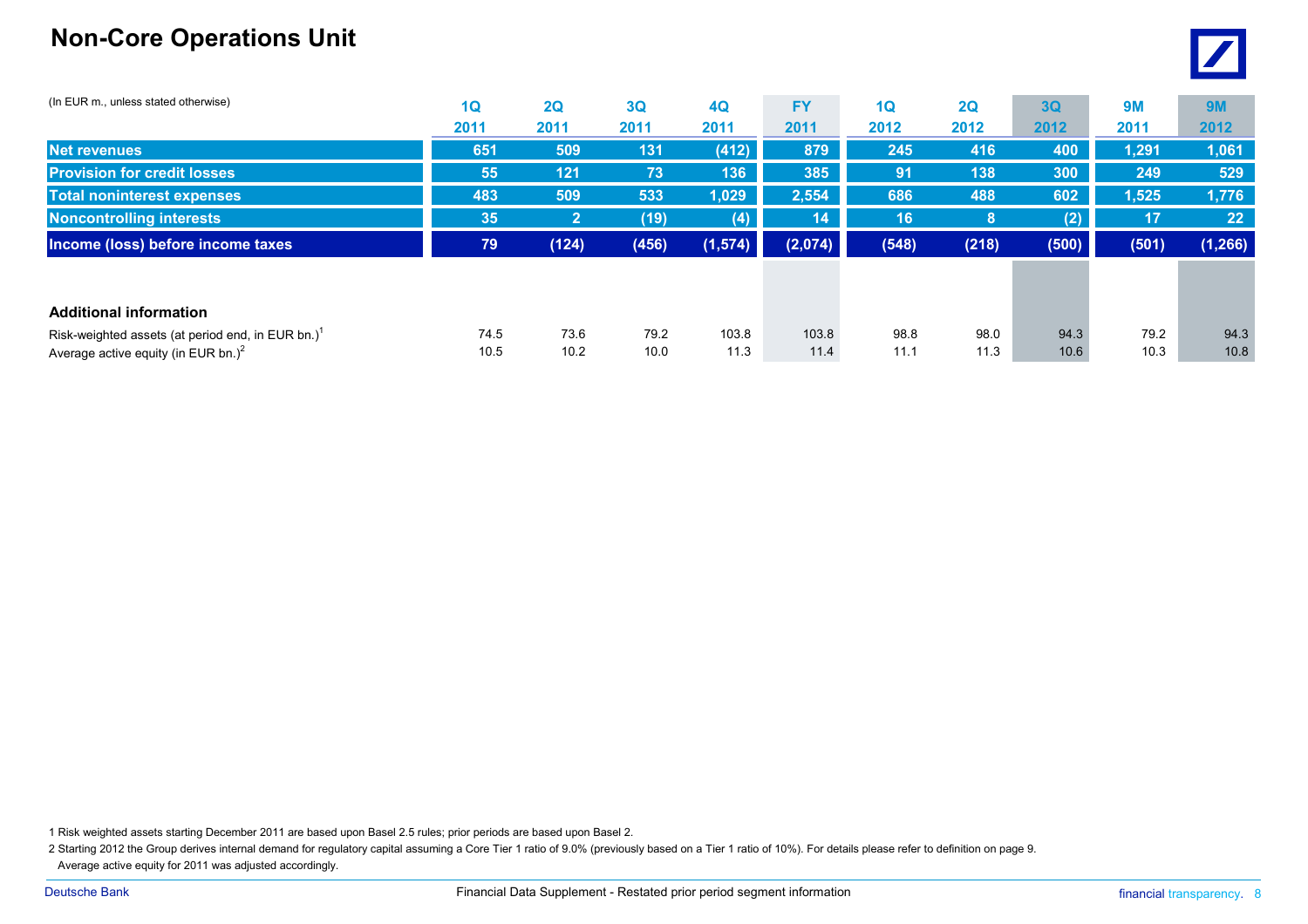# Non-Core Operations Unit

| (In EUR m., unless stated otherwise) | 1Q 2011 | 2Q 2011 | 3Q 2011 | 4Q 2011 | FY 2011 | 1Q 2012 | 2Q 2012 | 3Q 2012 | 9M 2011 | 9M 2012 |
|---|---|---|---|---|---|---|---|---|---|---|
| **Net revenues** | 651 | 509 | 131 | (412) | 879 | 245 | 416 | 400 | 1,291 | 1,061 |
| **Provision for credit losses** | 55 | 121 | 73 | 136 | 385 | 91 | 138 | 300 | 249 | 529 |
| **Total noninterest expenses** | 483 | 509 | 533 | 1,029 | 2,554 | 686 | 488 | 602 | 1,525 | 1,776 |
| **Noncontrolling interests** | 35 | 2 | (19) | (4) | 14 | 16 | 8 | (2) | 17 | 22 |
| **Income (loss) before income taxes** | 79 | (124) | (456) | (1,574) | (2,074) | (548) | (218) | (500) | (501) | (1,266) |
| | | | | | | | | | | |
| **Additional information** | | | | | | | | | | |
| Risk-weighted assets (at period end, in EUR bn.)[1] | 74.5 | 73.6 | 79.2 | 103.8 | 103.8 | 98.8 | 98.0 | 94.3 | 79.2 | 94.3 |
| Average active equity (in EUR bn.)[2] | 10.5 | 10.2 | 10.0 | 11.3 | 11.4 | 11.1 | 11.3 | 10.6 | 10.3 | 10.8 |

1 Risk weighted assets starting December 2011 are based upon Basel 2.5 rules; prior periods are based upon Basel 2.

2 Starting 2012 the Group derives internal demand for regulatory capital assuming a Core Tier 1 ratio of 9.0% (previously based on a Tier 1 ratio of 10%). For details please refer to definition on page 9. Average active equity for 2011 was adjusted accordingly.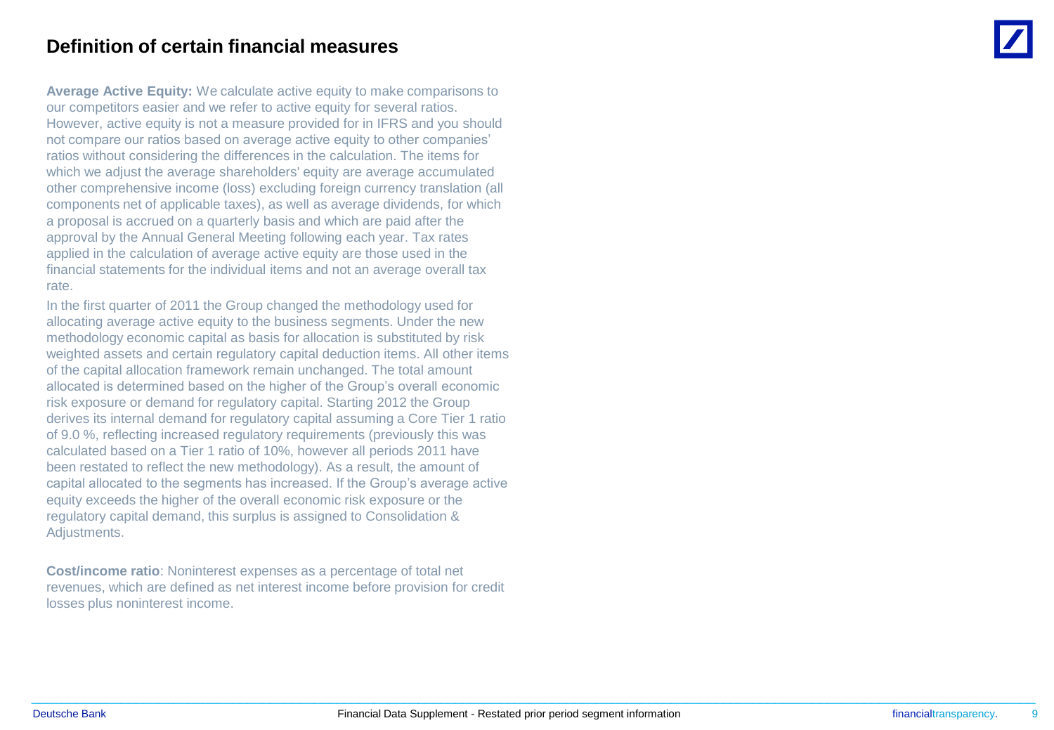# Definition of certain financial measures

**Average Active Equity:** We calculate active equity to make comparisons to our competitors easier and we refer to active equity for several ratios. However, active equity is not a measure provided for in IFRS and you should not compare our ratios based on average active equity to other companies' ratios without considering the differences in the calculation. The items for which we adjust the average shareholders' equity are average accumulated other comprehensive income (loss) excluding foreign currency translation (all components net of applicable taxes), as well as average dividends, for which a proposal is accrued on a quarterly basis and which are paid after the approval by the Annual General Meeting following each year. Tax rates applied in the calculation of average active equity are those used in the financial statements for the individual items and not an average overall tax rate.

In the first quarter of 2011 the Group changed the methodology used for allocating average active equity to the business segments. Under the new methodology economic capital as basis for allocation is substituted by risk weighted assets and certain regulatory capital deduction items. All other items of the capital allocation framework remain unchanged. The total amount allocated is determined based on the higher of the Group's overall economic risk exposure or demand for regulatory capital. Starting 2012 the Group derives its internal demand for regulatory capital assuming a Core Tier 1 ratio of 9.0 %, reflecting increased regulatory requirements (previously this was calculated based on a Tier 1 ratio of 10%, however all periods 2011 have been restated to reflect the new methodology). As a result, the amount of capital allocated to the segments has increased. If the Group's average active equity exceeds the higher of the overall economic risk exposure or the regulatory capital demand, this surplus is assigned to Consolidation & Adjustments.

**Cost/income ratio**: Noninterest expenses as a percentage of total net revenues, which are defined as net interest income before provision for credit losses plus noninterest income.